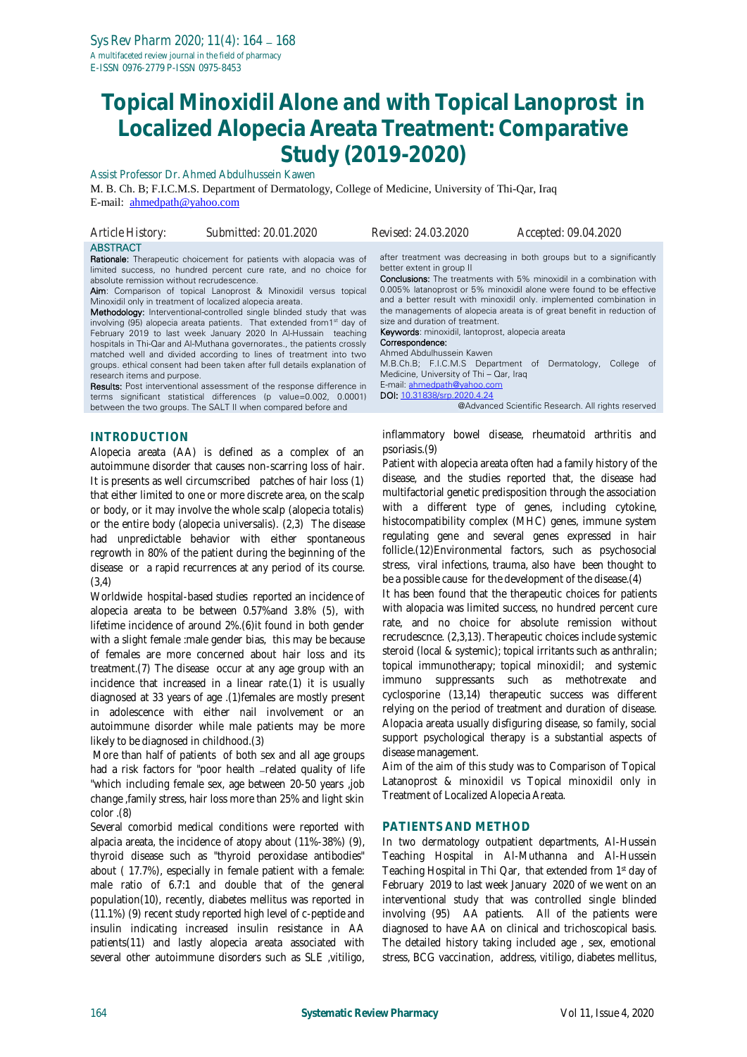# Topical Minoxidil Alone and with Topical Lanoprost in Localized Alopecia Areata Treatment: Comparative Study (2019-2020)

Assist Professor Dr. Ahmed Abdulhussein Kawen

M. B. Ch. B; F.I.C.M.S. Department of Dermatology, College of Medicine, University of Thi-Qar, Iraq

E-mail: ahmedpath@yahoo.com

*Article History: Submitted: 20.01.2020 Revised: 24.03.2020 Accepted: 09.04.2020*

## ABSTRACT

**Rationale:** Therapeutic choicement for patients with alopacia was of limited success, no hundred percent cure rate, and no choice for absolute remission without recrudescence.

**Aim**: Comparison of topical Lanoprost & Minoxidil versus topical Minoxidil only in treatment of localized alopecia areata.

**Methodology:** Interventional-controlled single blinded study that was involving (95) alopecia areata patients. That extended from1[st] day of February 2019 to last week January 2020 In Al-Hussain teaching hospitals in Thi-Qar and Al-Muthana governorates., the patients crossly matched well and divided according to lines of treatment into two groups. ethical consent had been taken after full details explanation of research items and purpose.

**Results:** Post interventional assessment of the response difference in terms significant statistical differences (p value=0.002, 0.0001) between the two groups. The SALT II when compared before and after treatment was decreasing in both groups but to a significantly better extent in group II

**Conclusions:** The treatments with 5% minoxidil in a combination with 0.005% latanoprost or 5% minoxidil alone were found to be effective and a better result with minoxidil only. implemented combination in the managements of alopecia areata is of great benefit in reduction of size and duration of treatment.

**Keywords**: minoxidil, lantoprost, alopecia areata

**Correspondence:**
Ahmed Abdulhussein Kawen
M.B.Ch.B; F.I.C.M.S Department of Dermatology, College of Medicine, University of Thi – Qar, Iraq
E-mail: ahmedpath@yahoo.com
**DOI:** 10.31838/srp.2020.4.24

@Advanced Scientific Research. All rights reserved

## INTRODUCTION

Alopecia areata (AA) is defined as a complex of an autoimmune disorder that causes non-scarring loss of hair. It is presents as well circumscribed patches of hair loss (1) that either limited to one or more discrete area, on the scalp or body, or it may involve the whole scalp (alopecia totalis) or the entire body (alopecia universalis). (2,3) The disease had unpredictable behavior with either spontaneous regrowth in 80% of the patient during the beginning of the disease or a rapid recurrences at any period of its course. (3,4)

Worldwide hospital-based studies reported an incidence of alopecia areata to be between 0.57%and 3.8% (5), with lifetime incidence of around 2%.(6)it found in both gender with a slight female :male gender bias, this may be because of females are more concerned about hair loss and its treatment.(7) The disease occur at any age group with an incidence that increased in a linear rate.(1) it is usually diagnosed at 33 years of age .(1)females are mostly present in adolescence with either nail involvement or an autoimmune disorder while male patients may be more likely to be diagnosed in childhood.(3)

More than half of patients of both sex and all age groups had a risk factors for "poor health –related quality of life "which including female sex, age between 20-50 years ,job change ,family stress, hair loss more than 25% and light skin color .(8)

Several comorbid medical conditions were reported with alpacia areata, the incidence of atopy about (11%-38%) (9), thyroid disease such as "thyroid peroxidase antibodies" about ( 17.7%), especially in female patient with a female: male ratio of 6.7:1 and double that of the general population(10), recently, diabetes mellitus was reported in (11.1%) (9) recent study reported high level of c-peptide and insulin indicating increased insulin resistance in AA patients(11) and lastly alopecia areata associated with several other autoimmune disorders such as SLE ,vitiligo, inflammatory bowel disease, rheumatoid arthritis and psoriasis.(9)

Patient with alopecia areata often had a family history of the disease, and the studies reported that, the disease had multifactorial genetic predisposition through the association with a different type of genes, including cytokine, histocompatibility complex (MHC) genes, immune system regulating gene and several genes expressed in hair follicle.(12)Environmental factors, such as psychosocial stress, viral infections, trauma, also have been thought to be a possible cause for the development of the disease.(4)

It has been found that the therapeutic choices for patients with alopacia was limited success, no hundred percent cure rate, and no choice for absolute remission without recrudescnce. (2,3,13). Therapeutic choices include systemic steroid (local & systemic); topical irritants such as anthralin; topical immunotherapy; topical minoxidil; and systemic immuno suppressants such as methotrexate and cyclosporine (13,14) therapeutic success was different relying on the period of treatment and duration of disease. Alopacia areata usually disfiguring disease, so family, social support psychological therapy is a substantial aspects of disease management.

Aim of the aim of this study was to Comparison of Topical Latanoprost & minoxidil vs Topical minoxidil only in Treatment of Localized Alopecia Areata.

## PATIENTS AND METHOD

In two dermatology outpatient departments, Al-Hussein Teaching Hospital in Al-Muthanna and Al-Hussein Teaching Hospital in Thi Qar, that extended from 1[st] day of February 2019 to last week January 2020 of we went on an interventional study that was controlled single blinded involving (95) AA patients. All of the patients were diagnosed to have AA on clinical and trichoscopical basis. The detailed history taking included age , sex, emotional stress, BCG vaccination, address, vitiligo, diabetes mellitus,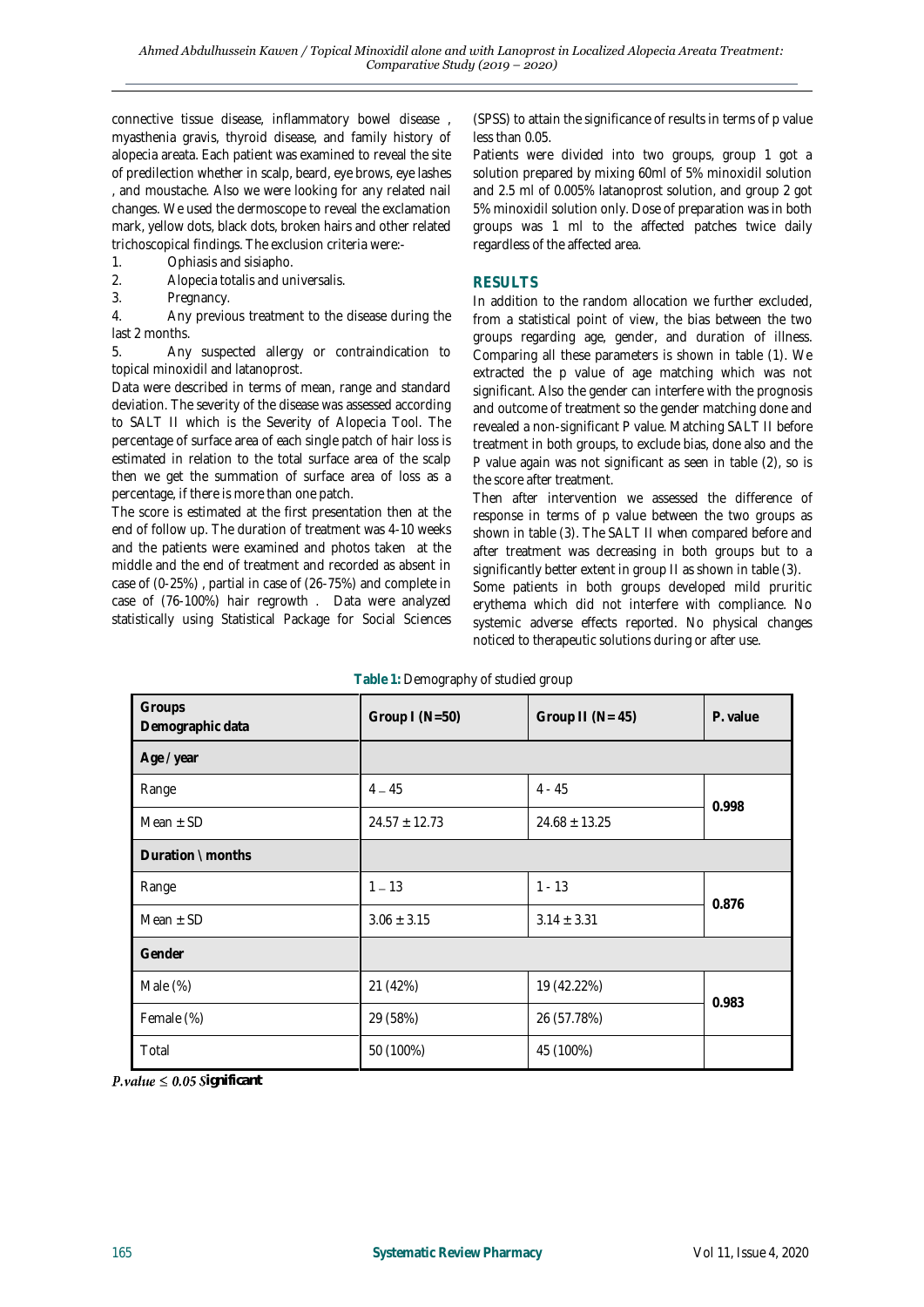connective tissue disease, inflammatory bowel disease , myasthenia gravis, thyroid disease, and family history of alopecia areata. Each patient was examined to reveal the site of predilection whether in scalp, beard, eye brows, eye lashes , and moustache. Also we were looking for any related nail changes. We used the dermoscope to reveal the exclamation mark, yellow dots, black dots, broken hairs and other related trichoscopical findings. The exclusion criteria were:-

1. Ophiasis and sisiapho.
2. Alopecia totalis and universalis.
3. Pregnancy.
4. Any previous treatment to the disease during the last 2 months.
5. Any suspected allergy or contraindication to topical minoxidil and latanoprost.

Data were described in terms of mean, range and standard deviation. The severity of the disease was assessed according to SALT II which is the Severity of Alopecia Tool. The percentage of surface area of each single patch of hair loss is estimated in relation to the total surface area of the scalp then we get the summation of surface area of loss as a percentage, if there is more than one patch.

The score is estimated at the first presentation then at the end of follow up. The duration of treatment was 4-10 weeks and the patients were examined and photos taken at the middle and the end of treatment and recorded as absent in case of (0-25%) , partial in case of (26-75%) and complete in case of (76-100%) hair regrowth . Data were analyzed statistically using Statistical Package for Social Sciences (SPSS) to attain the significance of results in terms of p value less than 0.05.

Patients were divided into two groups, group 1 got a solution prepared by mixing 60ml of 5% minoxidil solution and 2.5 ml of 0.005% latanoprost solution, and group 2 got 5% minoxidil solution only. Dose of preparation was in both groups was 1 ml to the affected patches twice daily regardless of the affected area.

## RESULTS

In addition to the random allocation we further excluded, from a statistical point of view, the bias between the two groups regarding age, gender, and duration of illness. Comparing all these parameters is shown in table (1). We extracted the p value of age matching which was not significant. Also the gender can interfere with the prognosis and outcome of treatment so the gender matching done and revealed a non-significant P value. Matching SALT II before treatment in both groups, to exclude bias, done also and the P value again was not significant as seen in table (2), so is the score after treatment.

Then after intervention we assessed the difference of response in terms of p value between the two groups as shown in table (3). The SALT II when compared before and after treatment was decreasing in both groups but to a significantly better extent in group II as shown in table (3).

Some patients in both groups developed mild pruritic erythema which did not interfere with compliance. No systemic adverse effects reported. No physical changes noticed to therapeutic solutions during or after use.

**Table 1:** Demography of studied group

| Groups / Demographic data | Group I (N=50) | Group II (N= 45) | P. value |
|---|---|---|---|
| **Age / year** | | | |
| Range | 4 – 45 | 4 - 45 | **0.998** |
| Mean ± SD | 24.57 ± 12.73 | 24.68 ± 13.25 | |
| **Duration \ months** | | | |
| Range | 1 – 13 | 1 - 13 | **0.876** |
| Mean ± SD | 3.06 ± 3.15 | 3.14 ± 3.31 | |
| **Gender** | | | |
| Male (%) | 21 (42%) | 19 (42.22%) | **0.983** |
| Female (%) | 29 (58%) | 26 (57.78%) | |
| Total | 50 (100%) | 45 (100%) | |

*P.value* $\leq$ *0.05* **Significant**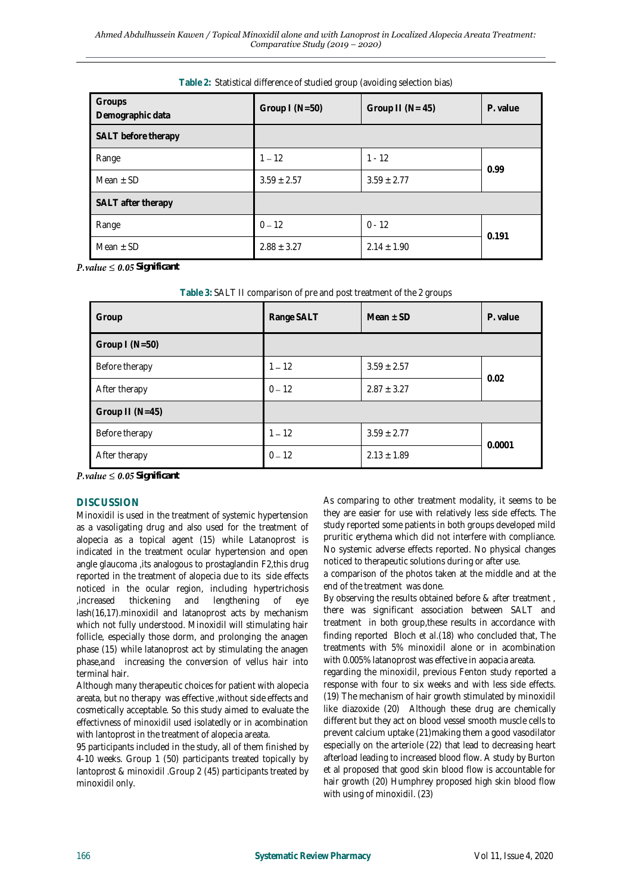**Table 2:** Statistical difference of studied group (avoiding selection bias)

| Groups Demographic data | Group I (N=50) | Group II (N= 45) | P. value |
|---|---|---|---|
| **SALT before therapy** | | | |
| Range | 1 – 12 | 1 - 12 | **0.99** |
| Mean ± SD | 3.59 ± 2.57 | 3.59 ± 2.77 | |
| **SALT after therapy** | | | |
| Range | 0 – 12 | 0 - 12 | **0.191** |
| Mean ± SD | 2.88 ± 3.27 | 2.14 ± 1.90 | |

$P.value \leq 0.05$ **Significant**

**Table 3:** SALT II comparison of pre and post treatment of the 2 groups

| Group | Range SALT | Mean ± SD | P. value |
|---|---|---|---|
| **Group I (N=50)** | | | |
| Before therapy | 1 – 12 | 3.59 ± 2.57 | **0.02** |
| After therapy | 0 – 12 | 2.87 ± 3.27 | |
| **Group II (N=45)** | | | |
| Before therapy | 1 – 12 | 3.59 ± 2.77 | **0.0001** |
| After therapy | 0 – 12 | 2.13 ± 1.89 | |

$P.value \leq 0.05$ **Significant**

## DISCUSSION

Minoxidil is used in the treatment of systemic hypertension as a vasoligating drug and also used for the treatment of alopecia as a topical agent (15) while Latanoprost is indicated in the treatment ocular hypertension and open angle glaucoma ,its analogous to prostaglandin F2,this drug reported in the treatment of alopecia due to its side effects noticed in the ocular region, including hypertrichosis ,increased thickening and lengthening of eye lash(16,17).minoxidil and latanoprost acts by mechanism which not fully understood. Minoxidil will stimulating hair follicle, especially those dorm, and prolonging the anagen phase (15) while latanoprost act by stimulating the anagen phase,and increasing the conversion of vellus hair into terminal hair.

Although many therapeutic choices for patient with alopecia areata, but no therapy was effective ,without side effects and cosmetically acceptable. So this study aimed to evaluate the effectivness of minoxidil used isolatedly or in acombination with lantoprost in the treatment of alopecia areata.

95 participants included in the study, all of them finished by 4-10 weeks. Group 1 (50) participants treated topically by lantoprost & minoxidil .Group 2 (45) participants treated by minoxidil only.

As comparing to other treatment modality, it seems to be they are easier for use with relatively less side effects. The study reported some patients in both groups developed mild pruritic erythema which did not interfere with compliance. No systemic adverse effects reported. No physical changes noticed to therapeutic solutions during or after use.

a comparison of the photos taken at the middle and at the end of the treatment was done.

By observing the results obtained before & after treatment , there was significant association between SALT and treatment in both group,these results in accordance with finding reported Bloch et al.(18) who concluded that, The treatments with 5% minoxidil alone or in acombination with 0.005% latanoprost was effective in aopacia areata.

regarding the minoxidil, previous Fenton study reported a response with four to six weeks and with less side effects. (19) The mechanism of hair growth stimulated by minoxidil like diazoxide (20) Although these drug are chemically different but they act on blood vessel smooth muscle cells to prevent calcium uptake (21)making them a good vasodilator especially on the arteriole (22) that lead to decreasing heart afterload leading to increased blood flow. A study by Burton et al proposed that good skin blood flow is accountable for hair growth (20) Humphrey proposed high skin blood flow with using of minoxidil. (23)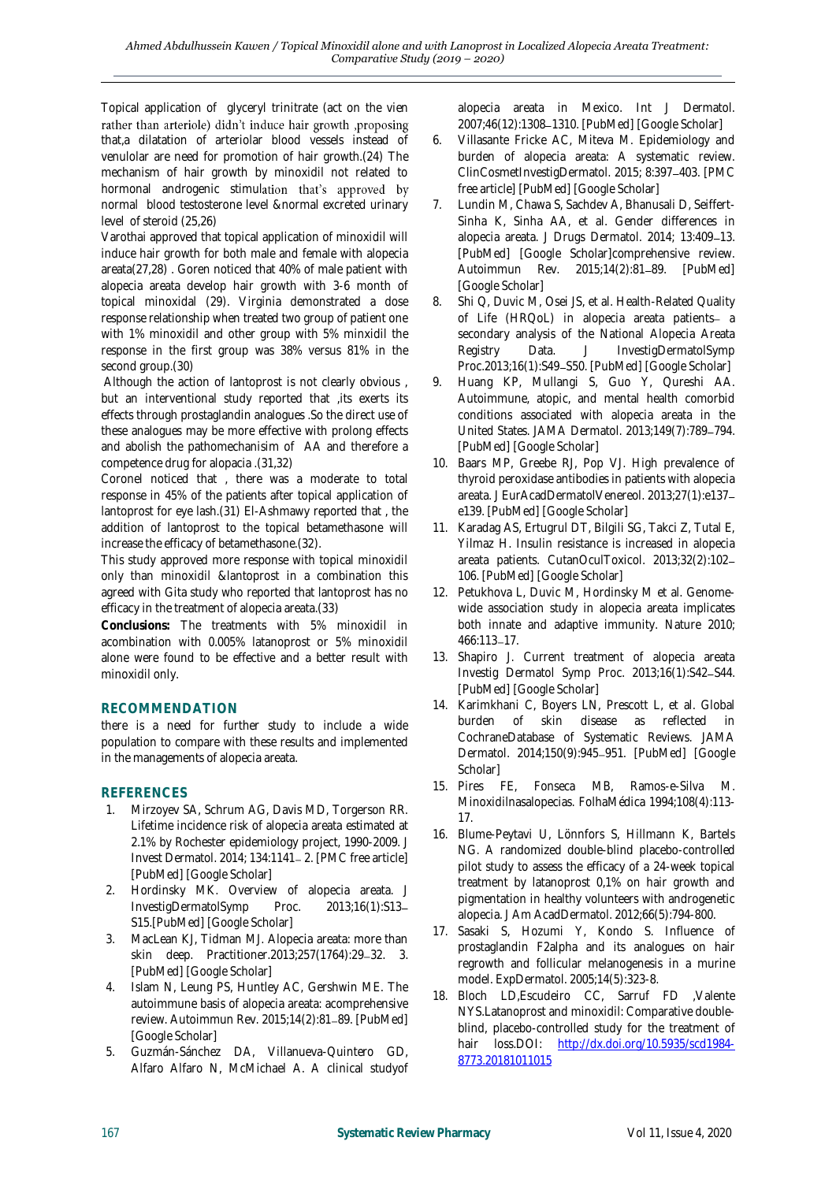Topical application of glyceryl trinitrate (act on the vien rather than arteriole) didn't induce hair growth ,proposing that,a dilatation of arteriolar blood vessels instead of venulolar are need for promotion of hair growth.(24) The mechanism of hair growth by minoxidil not related to hormonal androgenic stimulation that's approved by normal blood testosterone level &normal excreted urinary level of steroid (25,26)

Varothai approved that topical application of minoxidil will induce hair growth for both male and female with alopecia areata(27,28) . Goren noticed that 40% of male patient with alopecia areata develop hair growth with 3-6 month of topical minoxidal (29). Virginia demonstrated a dose response relationship when treated two group of patient one with 1% minoxidil and other group with 5% minxidil the response in the first group was 38% versus 81% in the second group.(30)

Although the action of lantoprost is not clearly obvious , but an interventional study reported that ,its exerts its effects through prostaglandin analogues .So the direct use of these analogues may be more effective with prolong effects and abolish the pathomechanisim of AA and therefore a competence drug for alopacia .(31,32)

Coronel noticed that , there was a moderate to total response in 45% of the patients after topical application of lantoprost for eye lash.(31) El-Ashmawy reported that , the addition of lantoprost to the topical betamethasone will increase the efficacy of betamethasone.(32).

This study approved more response with topical minoxidil only than minoxidil &lantoprost in a combination this agreed with Gita study who reported that lantoprost has no efficacy in the treatment of alopecia areata.(33)

**Conclusions:** The treatments with 5% minoxidil in acombination with 0.005% latanoprost or 5% minoxidil alone were found to be effective and a better result with minoxidil only.

## RECOMMENDATION

there is a need for further study to include a wide population to compare with these results and implemented in the managements of alopecia areata.

## REFERENCES

1. Mirzoyev SA, Schrum AG, Davis MD, Torgerson RR. Lifetime incidence risk of alopecia areata estimated at 2.1% by Rochester epidemiology project, 1990-2009. J Invest Dermatol. 2014; 134:1141–2. [PMC free article] [PubMed] [Google Scholar]
2. Hordinsky MK. Overview of alopecia areata. J InvestigDermatolSymp Proc. 2013;16(1):S13–S15.[PubMed] [Google Scholar]
3. MacLean KJ, Tidman MJ. Alopecia areata: more than skin deep. Practitioner.2013;257(1764):29–32. 3. [PubMed] [Google Scholar]
4. Islam N, Leung PS, Huntley AC, Gershwin ME. The autoimmune basis of alopecia areata: acomprehensive review. Autoimmun Rev. 2015;14(2):81–89. [PubMed] [Google Scholar]
5. Guzmán-Sánchez DA, Villanueva-Quintero GD, Alfaro Alfaro N, McMichael A. A clinical studyof alopecia areata in Mexico. Int J Dermatol. 2007;46(12):1308–1310. [PubMed] [Google Scholar]
6. Villasante Fricke AC, Miteva M. Epidemiology and burden of alopecia areata: A systematic review. ClinCosmetInvestigDermatol. 2015; 8:397–403. [PMC free article] [PubMed] [Google Scholar]
7. Lundin M, Chawa S, Sachdev A, Bhanusali D, Seiffert-Sinha K, Sinha AA, et al. Gender differences in alopecia areata. J Drugs Dermatol. 2014; 13:409–13. [PubMed] [Google Scholar]comprehensive review. Autoimmun Rev. 2015;14(2):81–89. [PubMed] [Google Scholar]
8. Shi Q, Duvic M, Osei JS, et al. Health-Related Quality of Life (HRQoL) in alopecia areata patients– a secondary analysis of the National Alopecia Areata Registry Data. J InvestigDermatolSymp Proc.2013;16(1):S49–S50. [PubMed] [Google Scholar]
9. Huang KP, Mullangi S, Guo Y, Qureshi AA. Autoimmune, atopic, and mental health comorbid conditions associated with alopecia areata in the United States. JAMA Dermatol. 2013;149(7):789–794. [PubMed] [Google Scholar]
10. Baars MP, Greebe RJ, Pop VJ. High prevalence of thyroid peroxidase antibodies in patients with alopecia areata. J EurAcadDermatolVenereol. 2013;27(1):e137–e139. [PubMed] [Google Scholar]
11. Karadag AS, Ertugrul DT, Bilgili SG, Takci Z, Tutal E, Yilmaz H. Insulin resistance is increased in alopecia areata patients. CutanOculToxicol. 2013;32(2):102–106. [PubMed] [Google Scholar]
12. Petukhova L, Duvic M, Hordinsky M et al. Genome-wide association study in alopecia areata implicates both innate and adaptive immunity. Nature 2010; 466:113–17.
13. Shapiro J. Current treatment of alopecia areata Investig Dermatol Symp Proc. 2013;16(1):S42–S44. [PubMed] [Google Scholar]
14. Karimkhani C, Boyers LN, Prescott L, et al. Global burden of skin disease as reflected in CochraneDatabase of Systematic Reviews. JAMA Dermatol. 2014;150(9):945–951. [PubMed] [Google Scholar]
15. Pires FE, Fonseca MB, Ramos-e-Silva M. Minoxidilnasalopecias. FolhaMédica 1994;108(4):113-17.
16. Blume-Peytavi U, Lönnfors S, Hillmann K, Bartels NG. A randomized double-blind placebo-controlled pilot study to assess the efficacy of a 24-week topical treatment by latanoprost 0,1% on hair growth and pigmentation in healthy volunteers with androgenetic alopecia. J Am AcadDermatol. 2012;66(5):794-800.
17. Sasaki S, Hozumi Y, Kondo S. Influence of prostaglandin F2alpha and its analogues on hair regrowth and follicular melanogenesis in a murine model. ExpDermatol. 2005;14(5):323-8.
18. Bloch LD,Escudeiro CC, Sarruf FD ,Valente NYS.Latanoprost and minoxidil: Comparative double-blind, placebo-controlled study for the treatment of hair loss.DOI: http://dx.doi.org/10.5935/scd1984-8773.20181011015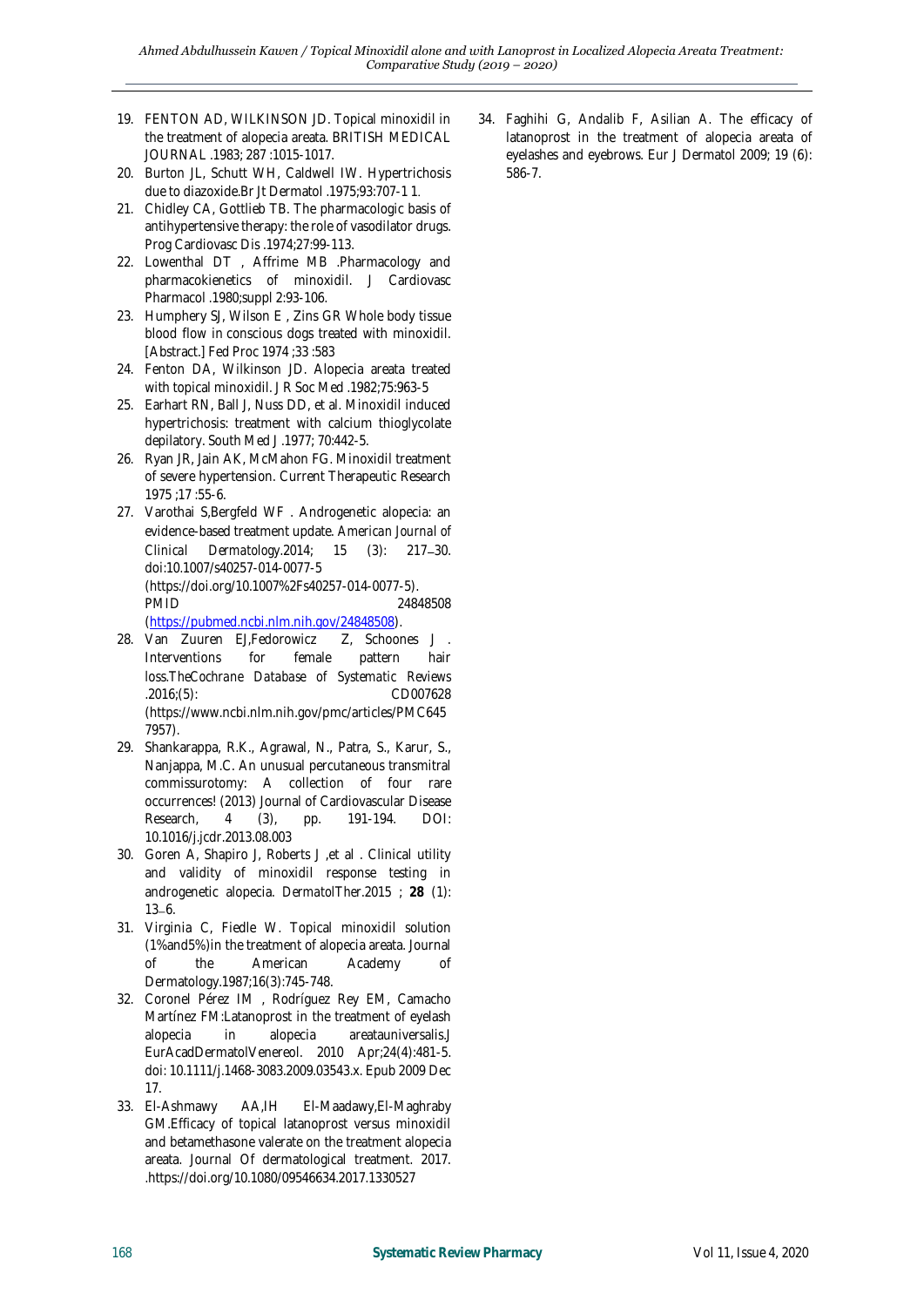19. FENTON AD, WILKINSON JD. Topical minoxidil in the treatment of alopecia areata. BRITISH MEDICAL JOURNAL .1983; 287 :1015-1017.
20. Burton JL, Schutt WH, Caldwell IW. Hypertrichosis due to diazoxide.Br Jt Dermatol .1975;93:707-1 1.
21. Chidley CA, Gottlieb TB. The pharmacologic basis of antihypertensive therapy: the role of vasodilator drugs. Prog Cardiovasc Dis .1974;27:99-113.
22. Lowenthal DT , Affrime MB .Pharmacology and pharmacokienetics of minoxidil. J Cardiovasc Pharmacol .1980;suppl 2:93-106.
23. Humphery SJ, Wilson E , Zins GR Whole body tissue blood flow in conscious dogs treated with minoxidil. [Abstract.] Fed Proc 1974 ;33 :583
24. Fenton DA, Wilkinson JD. Alopecia areata treated with topical minoxidil. J R Soc Med .1982;75:963-5
25. Earhart RN, Ball J, Nuss DD, et al. Minoxidil induced hypertrichosis: treatment with calcium thioglycolate depilatory. South Med J .1977; 70:442-5.
26. Ryan JR, Jain AK, McMahon FG. Minoxidil treatment of severe hypertension. Current Therapeutic Research 1975 ;17 :55-6.
27. Varothai S,Bergfeld WF . Androgenetic alopecia: an evidence-based treatment update. *American Journal of Clinical Dermatology*.2014; 15 (3): 217–30. doi:10.1007/s40257-014-0077-5 (https://doi.org/10.1007%2Fs40257-014-0077-5). PMID 24848508 (https://pubmed.ncbi.nlm.nih.gov/24848508).
28. Van Zuuren EJ,Fedorowicz Z, Schoones J . Interventions for female pattern hair loss.*TheCochrane Database of Systematic Reviews* .2016;(5): CD007628 (https://www.ncbi.nlm.nih.gov/pmc/articles/PMC6457957).
29. Shankarappa, R.K., Agrawal, N., Patra, S., Karur, S., Nanjappa, M.C. An unusual percutaneous transmitral commissurotomy: A collection of four rare occurrences! (2013) Journal of Cardiovascular Disease Research, 4 (3), pp. 191-194. DOI: 10.1016/j.jcdr.2013.08.003
30. Goren A, Shapiro J, Roberts J ,et al . Clinical utility and validity of minoxidil response testing in androgenetic alopecia. *DermatolTher*.2015 ; **28** (1): 13–6.
31. Virginia C, Fiedle W. Topical minoxidil solution (1%and5%)in the treatment of alopecia areata. Journal of the American Academy of Dermatology.1987;16(3):745-748.
32. Coronel Pérez IM , Rodríguez Rey EM, Camacho Martínez FM:Latanoprost in the treatment of eyelash alopecia in alopecia areatauniversalis.J EurAcadDermatolVenereol. 2010 Apr;24(4):481-5. doi: 10.1111/j.1468-3083.2009.03543.x. Epub 2009 Dec 17.
33. El-Ashmawy AA,IH El-Maadawy,El-Maghraby GM.Efficacy of topical latanoprost versus minoxidil and betamethasone valerate on the treatment alopecia areata. Journal Of dermatological treatment. 2017. .https://doi.org/10.1080/09546634.2017.1330527
34. Faghihi G, Andalib F, Asilian A. The efficacy of latanoprost in the treatment of alopecia areata of eyelashes and eyebrows. Eur J Dermatol 2009; 19 (6): 586-7.